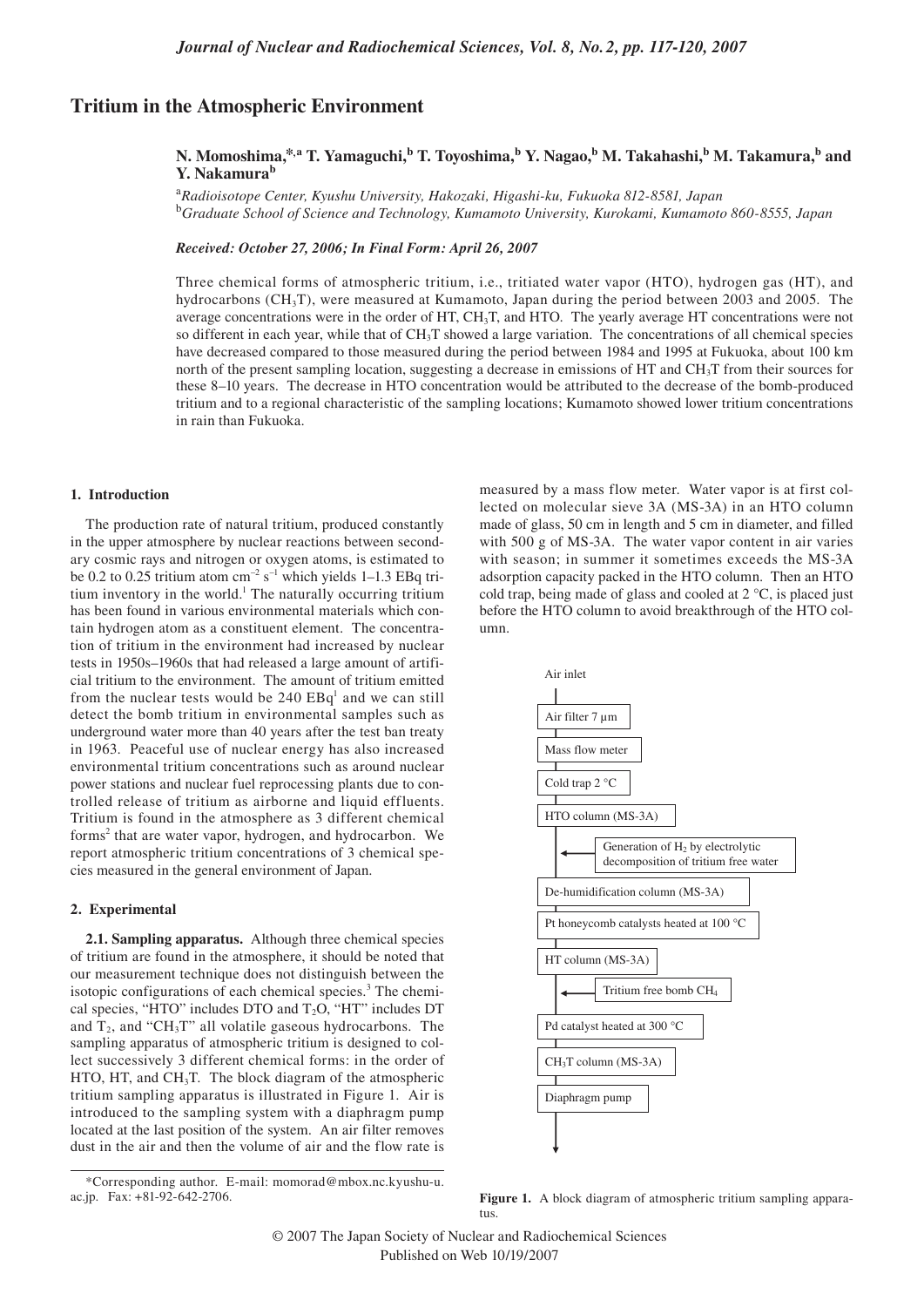# Tritium in the Atmospheric Environment

**N. Momoshima,[*,a] T. Yamaguchi,[b] T. Toyoshima,[b] Y. Nagao,[b] M. Takahashi,[b] M. Takamura,[b] and Y. Nakamura[b]**

[a] *Radioisotope Center, Kyushu University, Hakozaki, Higashi-ku, Fukuoka 812-8581, Japan*
[b] *Graduate School of Science and Technology, Kumamoto University, Kurokami, Kumamoto 860-8555, Japan*

***Received: October 27, 2006; In Final Form: April 26, 2007***

Three chemical forms of atmospheric tritium, i.e., tritiated water vapor (HTO), hydrogen gas (HT), and hydrocarbons ($CH_3T$), were measured at Kumamoto, Japan during the period between 2003 and 2005. The average concentrations were in the order of HT, $CH_3T$, and HTO. The yearly average HT concentrations were not so different in each year, while that of $CH_3T$ showed a large variation. The concentrations of all chemical species have decreased compared to those measured during the period between 1984 and 1995 at Fukuoka, about 100 km north of the present sampling location, suggesting a decrease in emissions of HT and $CH_3T$ from their sources for these 8–10 years. The decrease in HTO concentration would be attributed to the decrease of the bomb-produced tritium and to a regional characteristic of the sampling locations; Kumamoto showed lower tritium concentrations in rain than Fukuoka.

## 1. Introduction

The production rate of natural tritium, produced constantly in the upper atmosphere by nuclear reactions between secondary cosmic rays and nitrogen or oxygen atoms, is estimated to be 0.2 to 0.25 tritium atom $cm^{-2}$ $s^{-1}$ which yields 1–1.3 EBq tritium inventory in the world.[1] The naturally occurring tritium has been found in various environmental materials which contain hydrogen atom as a constituent element. The concentration of tritium in the environment had increased by nuclear tests in 1950s–1960s that had released a large amount of artificial tritium to the environment. The amount of tritium emitted from the nuclear tests would be 240 EBq[1] and we can still detect the bomb tritium in environmental samples such as underground water more than 40 years after the test ban treaty in 1963. Peaceful use of nuclear energy has also increased environmental tritium concentrations such as around nuclear power stations and nuclear fuel reprocessing plants due to controlled release of tritium as airborne and liquid effluents. Tritium is found in the atmosphere as 3 different chemical forms[2] that are water vapor, hydrogen, and hydrocarbon. We report atmospheric tritium concentrations of 3 chemical species measured in the general environment of Japan.

## 2. Experimental

**2.1. Sampling apparatus.** Although three chemical species of tritium are found in the atmosphere, it should be noted that our measurement technique does not distinguish between the isotopic configurations of each chemical species.[3] The chemical species, "HTO" includes DTO and $T_2O$, "HT" includes DT and $T_2$, and "$CH_3T$" all volatile gaseous hydrocarbons. The sampling apparatus of atmospheric tritium is designed to collect successively 3 different chemical forms: in the order of HTO, HT, and $CH_3T$. The block diagram of the atmospheric tritium sampling apparatus is illustrated in Figure 1. Air is introduced to the sampling system with a diaphragm pump located at the last position of the system. An air filter removes dust in the air and then the volume of air and the flow rate is measured by a mass flow meter. Water vapor is at first collected on molecular sieve 3A (MS-3A) in an HTO column made of glass, 50 cm in length and 5 cm in diameter, and filled with 500 g of MS-3A. The water vapor content in air varies with season; in summer it sometimes exceeds the MS-3A adsorption capacity packed in the HTO column. Then an HTO cold trap, being made of glass and cooled at 2 °C, is placed just before the HTO column to avoid breakthrough of the HTO column.

Air inlet → Air filter 7 µm → Mass flow meter → Cold trap 2 °C → HTO column (MS-3A) → [Generation of $H_2$ by electrolytic decomposition of tritium free water] → De-humidification column (MS-3A) → Pt honeycomb catalysts heated at 100 °C → HT column (MS-3A) → [Tritium free bomb $CH_4$] → Pd catalyst heated at 300 °C → $CH_3T$ column (MS-3A) → Diaphragm pump

**Figure 1.** A block diagram of atmospheric tritium sampling apparatus.

*Corresponding author. E-mail: momorad@mbox.nc.kyushu-u.ac.jp. Fax: +81-92-642-2706.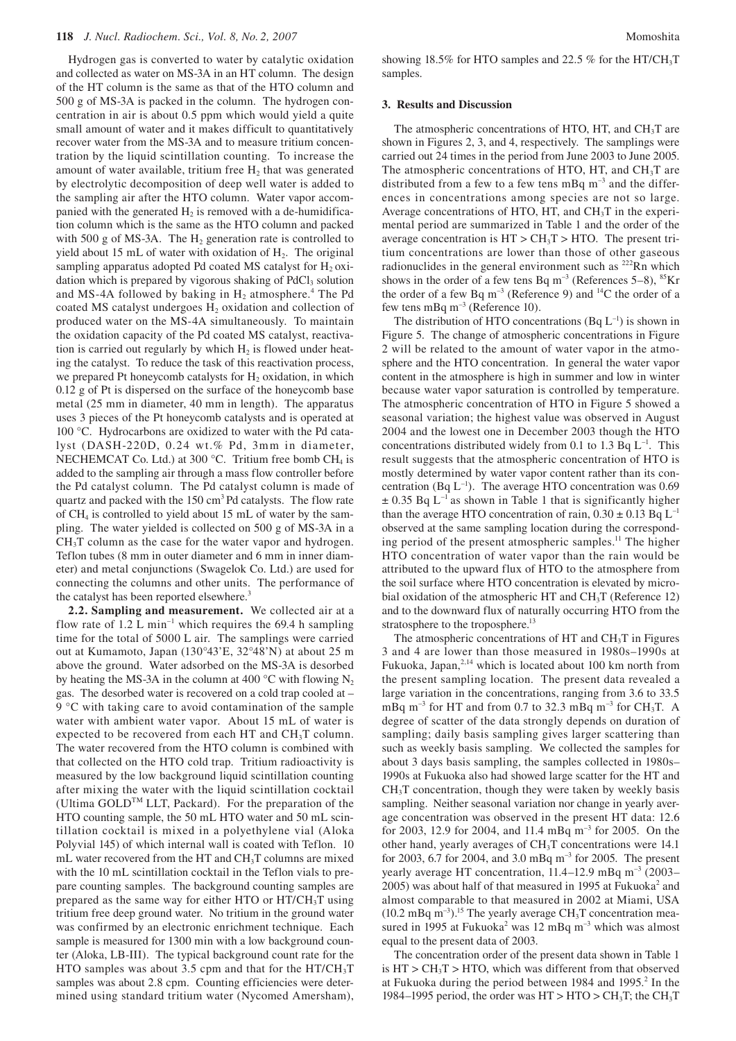Hydrogen gas is converted to water by catalytic oxidation and collected as water on MS-3A in an HT column. The design of the HT column is the same as that of the HTO column and 500 g of MS-3A is packed in the column. The hydrogen concentration in air is about 0.5 ppm which would yield a quite small amount of water and it makes difficult to quantitatively recover water from the MS-3A and to measure tritium concentration by the liquid scintillation counting. To increase the amount of water available, tritium free $H_2$ that was generated by electrolytic decomposition of deep well water is added to the sampling air after the HTO column. Water vapor accompanied with the generated $H_2$ is removed with a de-humidification column which is the same as the HTO column and packed with 500 g of MS-3A. The $H_2$ generation rate is controlled to yield about 15 mL of water with oxidation of $H_2$. The original sampling apparatus adopted Pd coated MS catalyst for $H_2$ oxidation which is prepared by vigorous shaking of $PdCl_3$ solution and MS-4A followed by baking in $H_2$ atmosphere.[4] The Pd coated MS catalyst undergoes $H_2$ oxidation and collection of produced water on the MS-4A simultaneously. To maintain the oxidation capacity of the Pd coated MS catalyst, reactivation is carried out regularly by which $H_2$ is flowed under heating the catalyst. To reduce the task of this reactivation process, we prepared Pt honeycomb catalysts for $H_2$ oxidation, in which 0.12 g of Pt is dispersed on the surface of the honeycomb base metal (25 mm in diameter, 40 mm in length). The apparatus uses 3 pieces of the Pt honeycomb catalysts and is operated at 100 °C. Hydrocarbons are oxidized to water with the Pd catalyst (DASH-220D, 0.24 wt.% Pd, 3mm in diameter, NECHEMCAT Co. Ltd.) at 300 °C. Tritium free bomb $CH_4$ is added to the sampling air through a mass flow controller before the Pd catalyst column. The Pd catalyst column is made of quartz and packed with the 150 cm$^3$ Pd catalysts. The flow rate of $CH_4$ is controlled to yield about 15 mL of water by the sampling. The water yielded is collected on 500 g of MS-3A in a $CH_3T$ column as the case for the water vapor and hydrogen. Teflon tubes (8 mm in outer diameter and 6 mm in inner diameter) and metal conjunctions (Swagelok Co. Ltd.) are used for connecting the columns and other units. The performance of the catalyst has been reported elsewhere.[3]

**2.2. Sampling and measurement.** We collected air at a flow rate of 1.2 L min$^{-1}$ which requires the 69.4 h sampling time for the total of 5000 L air. The samplings were carried out at Kumamoto, Japan (130°43'E, 32°48'N) at about 25 m above the ground. Water adsorbed on the MS-3A is desorbed by heating the MS-3A in the column at 400 °C with flowing $N_2$ gas. The desorbed water is recovered on a cold trap cooled at – 9 °C with taking care to avoid contamination of the sample water with ambient water vapor. About 15 mL of water is expected to be recovered from each HT and $CH_3T$ column. The water recovered from the HTO column is combined with that collected on the HTO cold trap. Tritium radioactivity is measured by the low background liquid scintillation counting after mixing the water with the liquid scintillation cocktail (Ultima GOLD™ LLT, Packard). For the preparation of the HTO counting sample, the 50 mL HTO water and 50 mL scintillation cocktail is mixed in a polyethylene vial (Aloka Polyvial 145) of which internal wall is coated with Teflon. 10 mL water recovered from the HT and $CH_3T$ columns are mixed with the 10 mL scintillation cocktail in the Teflon vials to prepare counting samples. The background counting samples are prepared as the same way for either HTO or HT/$CH_3T$ using tritium free deep ground water. No tritium in the ground water was confirmed by an electronic enrichment technique. Each sample is measured for 1300 min with a low background counter (Aloka, LB-III). The typical background count rate for the HTO samples was about 3.5 cpm and that for the HT/$CH_3T$ samples was about 2.8 cpm. Counting efficiencies were determined using standard tritium water (Nycomed Amersham), showing 18.5% for HTO samples and 22.5 % for the HT/$CH_3T$ samples.

## 3. Results and Discussion

The atmospheric concentrations of HTO, HT, and $CH_3T$ are shown in Figures 2, 3, and 4, respectively. The samplings were carried out 24 times in the period from June 2003 to June 2005. The atmospheric concentrations of HTO, HT, and $CH_3T$ are distributed from a few to a few tens mBq m$^{-3}$ and the differences in concentrations among species are not so large. Average concentrations of HTO, HT, and $CH_3T$ in the experimental period are summarized in Table 1 and the order of the average concentration is HT > $CH_3T$ > HTO. The present tritium concentrations are lower than those of other gaseous radionuclides in the general environment such as $^{222}$Rn which shows in the order of a few tens Bq m$^{-3}$ (References 5–8), $^{85}$Kr the order of a few Bq m$^{-3}$ (Reference 9) and $^{14}$C the order of a few tens mBq m$^{-3}$ (Reference 10).

The distribution of HTO concentrations (Bq L$^{-1}$) is shown in Figure 5. The change of atmospheric concentrations in Figure 2 will be related to the amount of water vapor in the atmosphere and the HTO concentration. In general the water vapor content in the atmosphere is high in summer and low in winter because water vapor saturation is controlled by temperature. The atmospheric concentration of HTO in Figure 5 showed a seasonal variation; the highest value was observed in August 2004 and the lowest one in December 2003 though the HTO concentrations distributed widely from 0.1 to 1.3 Bq L$^{-1}$. This result suggests that the atmospheric concentration of HTO is mostly determined by water vapor content rather than its concentration (Bq L$^{-1}$). The average HTO concentration was 0.69 ± 0.35 Bq L$^{-1}$ as shown in Table 1 that is significantly higher than the average HTO concentration of rain, 0.30 ± 0.13 Bq L$^{-1}$ observed at the same sampling location during the corresponding period of the present atmospheric samples.[11] The higher HTO concentration of water vapor than the rain would be attributed to the upward flux of HTO to the atmosphere from the soil surface where HTO concentration is elevated by microbial oxidation of the atmospheric HT and $CH_3T$ (Reference 12) and to the downward flux of naturally occurring HTO from the stratosphere to the troposphere.[13]

The atmospheric concentrations of HT and $CH_3T$ in Figures 3 and 4 are lower than those measured in 1980s–1990s at Fukuoka, Japan,[2,14] which is located about 100 km north from the present sampling location. The present data revealed a large variation in the concentrations, ranging from 3.6 to 33.5 mBq m$^{-3}$ for HT and from 0.7 to 32.3 mBq m$^{-3}$ for $CH_3T$. A degree of scatter of the data strongly depends on duration of sampling; daily basis sampling gives larger scattering than such as weekly basis sampling. We collected the samples for about 3 days basis sampling, the samples collected in 1980s–1990s at Fukuoka also had showed large scatter for the HT and $CH_3T$ concentration, though they were taken by weekly basis sampling. Neither seasonal variation nor change in yearly average concentration was observed in the present HT data: 12.6 for 2003, 12.9 for 2004, and 11.4 mBq m$^{-3}$ for 2005. On the other hand, yearly averages of $CH_3T$ concentrations were 14.1 for 2003, 6.7 for 2004, and 3.0 mBq m$^{-3}$ for 2005. The present yearly average HT concentration, 11.4–12.9 mBq m$^{-3}$ (2003–2005) was about half of that measured in 1995 at Fukuoka[2] and almost comparable to that measured in 2002 at Miami, USA (10.2 mBq m$^{-3}$).[15] The yearly average $CH_3T$ concentration measured in 1995 at Fukuoka[2] was 12 mBq m$^{-3}$ which was almost equal to the present data of 2003.

The concentration order of the present data shown in Table 1 is HT > $CH_3T$ > HTO, which was different from that observed at Fukuoka during the period between 1984 and 1995.[2] In the 1984–1995 period, the order was HT > HTO > $CH_3T$; the $CH_3T$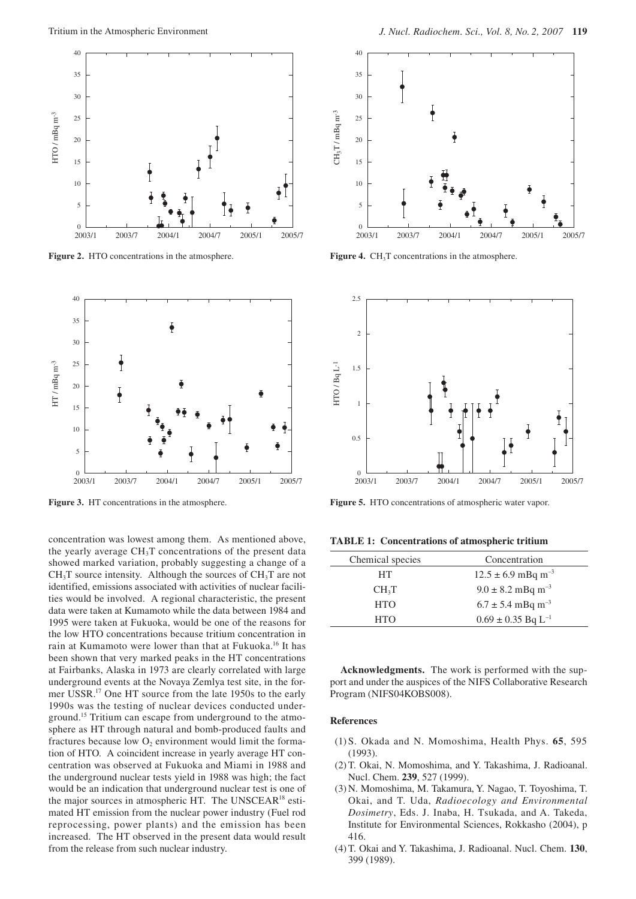**Figure 2.** HTO concentrations in the atmosphere.

**Figure 4.** $CH_3T$ concentrations in the atmosphere.

**Figure 3.** HT concentrations in the atmosphere.

**Figure 5.** HTO concentrations of atmospheric water vapor.

concentration was lowest among them. As mentioned above, the yearly average $CH_3T$ concentrations of the present data showed marked variation, probably suggesting a change of a $CH_3T$ source intensity. Although the sources of $CH_3T$ are not identified, emissions associated with activities of nuclear facilities would be involved. A regional characteristic, the present data were taken at Kumamoto while the data between 1984 and 1995 were taken at Fukuoka, would be one of the reasons for the low HTO concentrations because tritium concentration in rain at Kumamoto were lower than that at Fukuoka.[16] It has been shown that very marked peaks in the HT concentrations at Fairbanks, Alaska in 1973 are clearly correlated with large underground events at the Novaya Zemlya test site, in the former USSR.[17] One HT source from the late 1950s to the early 1990s was the testing of nuclear devices conducted underground.[15] Tritium can escape from underground to the atmosphere as HT through natural and bomb-produced faults and fractures because low $O_2$ environment would limit the formation of HTO. A coincident increase in yearly average HT concentration was observed at Fukuoka and Miami in 1988 and the underground nuclear tests yield in 1988 was high; the fact would be an indication that underground nuclear test is one of the major sources in atmospheric HT. The UNSCEAR[18] estimated HT emission from the nuclear power industry (Fuel rod reprocessing, power plants) and the emission has been increased. The HT observed in the present data would result from the release from such nuclear industry.

**TABLE 1: Concentrations of atmospheric tritium**

| Chemical species | Concentration |
|---|---|
| HT | $12.5 \pm 6.9$ mBq m$^{-3}$ |
| $CH_3T$ | $9.0 \pm 8.2$ mBq m$^{-3}$ |
| HTO | $6.7 \pm 5.4$ mBq m$^{-3}$ |
| HTO | $0.69 \pm 0.35$ Bq L$^{-1}$ |

**Acknowledgments.** The work is performed with the support and under the auspices of the NIFS Collaborative Research Program (NIFS04KOBS008).

## References

(1) S. Okada and N. Momoshima, Health Phys. **65**, 595 (1993).

(2) T. Okai, N. Momoshima, and Y. Takashima, J. Radioanal. Nucl. Chem. **239**, 527 (1999).

(3) N. Momoshima, M. Takamura, Y. Nagao, T. Toyoshima, T. Okai, and T. Uda, *Radioecology and Environmental Dosimetry*, Eds. J. Inaba, H. Tsukada, and A. Takeda, Institute for Environmental Sciences, Rokkasho (2004), p 416.

(4) T. Okai and Y. Takashima, J. Radioanal. Nucl. Chem. **130**, 399 (1989).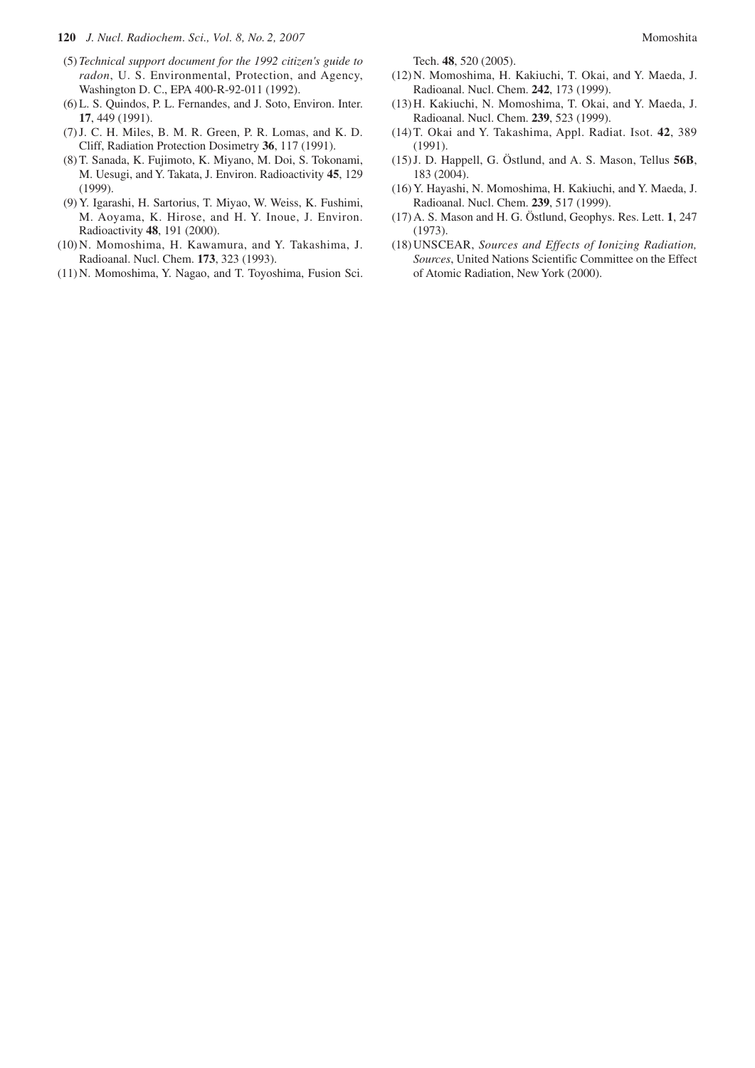(5) *Technical support document for the 1992 citizen's guide to radon*, U. S. Environmental, Protection, and Agency, Washington D. C., EPA 400-R-92-011 (1992).

(6) L. S. Quindos, P. L. Fernandes, and J. Soto, Environ. Inter. **17**, 449 (1991).

(7) J. C. H. Miles, B. M. R. Green, P. R. Lomas, and K. D. Cliff, Radiation Protection Dosimetry **36**, 117 (1991).

(8) T. Sanada, K. Fujimoto, K. Miyano, M. Doi, S. Tokonami, M. Uesugi, and Y. Takata, J. Environ. Radioactivity **45**, 129 (1999).

(9) Y. Igarashi, H. Sartorius, T. Miyao, W. Weiss, K. Fushimi, M. Aoyama, K. Hirose, and H. Y. Inoue, J. Environ. Radioactivity **48**, 191 (2000).

(10) N. Momoshima, H. Kawamura, and Y. Takashima, J. Radioanal. Nucl. Chem. **173**, 323 (1993).

(11) N. Momoshima, Y. Nagao, and T. Toyoshima, Fusion Sci. Tech. **48**, 520 (2005).

(12) N. Momoshima, H. Kakiuchi, T. Okai, and Y. Maeda, J. Radioanal. Nucl. Chem. **242**, 173 (1999).

(13) H. Kakiuchi, N. Momoshima, T. Okai, and Y. Maeda, J. Radioanal. Nucl. Chem. **239**, 523 (1999).

(14) T. Okai and Y. Takashima, Appl. Radiat. Isot. **42**, 389 (1991).

(15) J. D. Happell, G. Östlund, and A. S. Mason, Tellus **56B**, 183 (2004).

(16) Y. Hayashi, N. Momoshima, H. Kakiuchi, and Y. Maeda, J. Radioanal. Nucl. Chem. **239**, 517 (1999).

(17) A. S. Mason and H. G. Östlund, Geophys. Res. Lett. **1**, 247 (1973).

(18) UNSCEAR, *Sources and Effects of Ionizing Radiation, Sources*, United Nations Scientific Committee on the Effect of Atomic Radiation, New York (2000).